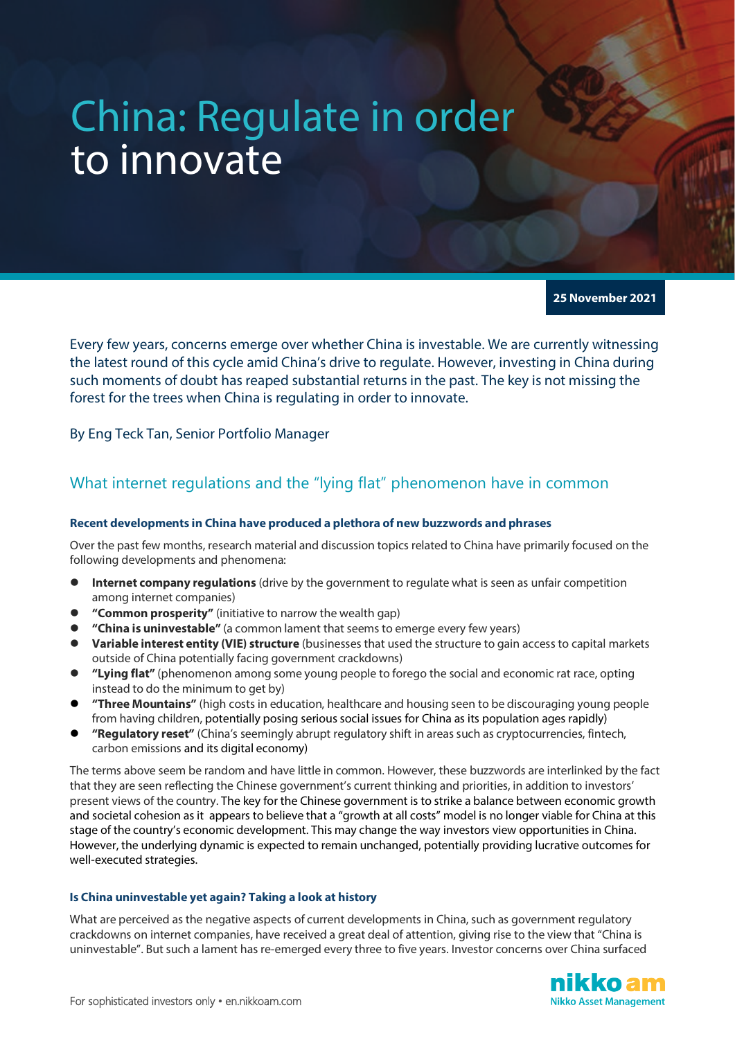# China: Regulate in order to innovate

**25 November 2021**

Every few years, concerns emerge over whether China is investable. We are currently witnessing the latest round of this cycle amid China's drive to regulate. However, investing in China during such moments of doubt has reaped substantial returns in the past. The key is not missing the forest for the trees when China is regulating in order to innovate.

By Eng Teck Tan, Senior Portfolio Manager

## What internet regulations and the "lying flat" phenomenon have in common

### Recent developments in China have produced a plethora of new buzzwords and phrases

Over the past few months, research material and discussion topics related to China have primarily focused on the following developments and phenomena:

- **Internet company regulations** (drive by the government to regulate what is seen as unfair competition among internet companies)
- **"Common prosperity"** (initiative to narrow the wealth gap)
- **"China is uninvestable"** (a common lament that seems to emerge every few years)
- **Variable interest entity (VIE) structure** (businesses that used the structure to gain access to capital markets outside of China potentially facing government crackdowns)
- **"Lying flat"** (phenomenon among some young people to forego the social and economic rat race, opting instead to do the minimum to get by)
- **"Three Mountains"** (high costs in education, healthcare and housing seen to be discouraging young people from having children, potentially posing serious social issues for China as its population ages rapidly)
- **"Regulatory reset"** (China's seemingly abrupt regulatory shift in areas such as cryptocurrencies, fintech, carbon emissions and its digital economy)

The terms above seem be random and have little in common. However, these buzzwords are interlinked by the fact that they are seen reflecting the Chinese government's current thinking and priorities, in addition to investors' present views of the country. The key for the Chinese government is to strike a balance between economic growth and societal cohesion as it appears to believe that a "growth at all costs" model is no longer viable for China at this stage of the country's economic development. This may change the way investors view opportunities in China. However, the underlying dynamic is expected to remain unchanged, potentially providing lucrative outcomes for well-executed strategies.

### Is China uninvestable yet again? Taking a look at history

What are perceived as the negative aspects of current developments in China, such as government regulatory crackdowns on internet companies, have received a great deal of attention, giving rise to the view that "China is uninvestable". But such a lament has re-emerged every three to five years. Investor concerns over China surfaced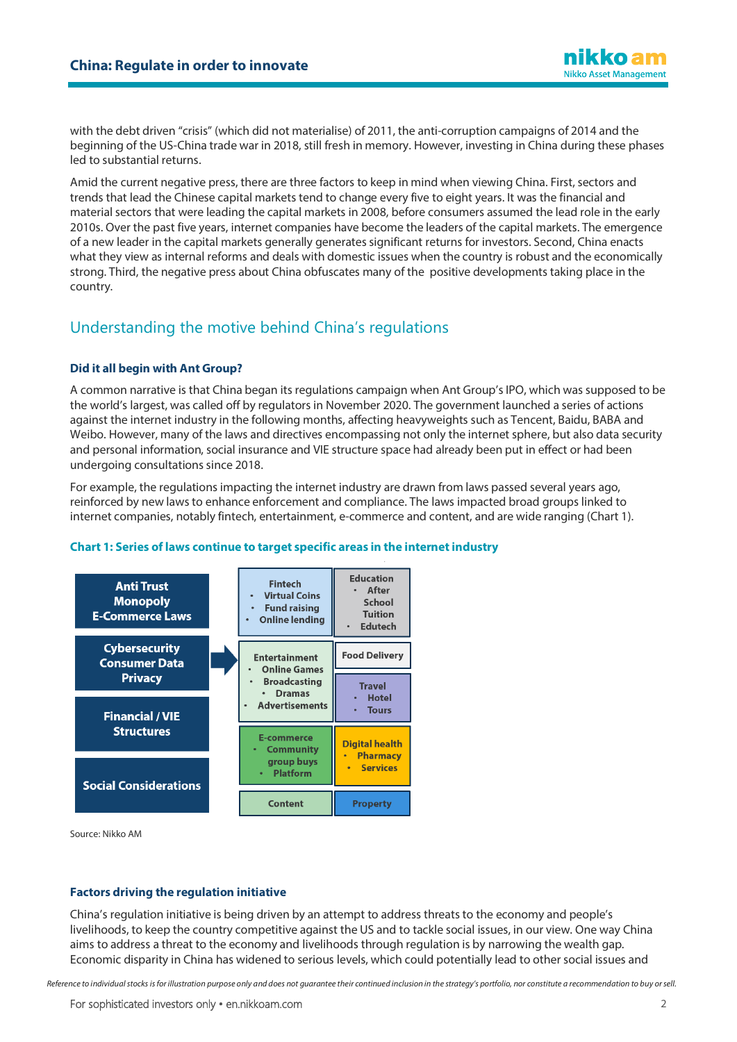with the debt driven "crisis" (which did not materialise) of 2011, the anti-corruption campaigns of 2014 and the beginning of the US-China trade war in 2018, still fresh in memory. However, investing in China during these phases led to substantial returns.

Amid the current negative press, there are three factors to keep in mind when viewing China. First, sectors and trends that lead the Chinese capital markets tend to change every five to eight years. It was the financial and material sectors that were leading the capital markets in 2008, before consumers assumed the lead role in the early 2010s. Over the past five years, internet companies have become the leaders of the capital markets. The emergence of a new leader in the capital markets generally generates significant returns for investors. Second, China enacts what they view as internal reforms and deals with domestic issues when the country is robust and the economically strong. Third, the negative press about China obfuscates many of the positive developments taking place in the country.

## Understanding the motive behind China's regulations

### Did it all begin with Ant Group?

A common narrative is that China began its regulations campaign when Ant Group's IPO, which was supposed to be the world's largest, was called off by regulators in November 2020. The government launched a series of actions against the internet industry in the following months, affecting heavyweights such as Tencent, Baidu, BABA and Weibo. However, many of the laws and directives encompassing not only the internet sphere, but also data security and personal information, social insurance and VIE structure space had already been put in effect or had been undergoing consultations since 2018.

For example, the regulations impacting the internet industry are drawn from laws passed several years ago, reinforced by new laws to enhance enforcement and compliance. The laws impacted broad groups linked to internet companies, notably fintech, entertainment, e-commerce and content, and are wide ranging (Chart 1).

**Chart 1: Series of laws continue to target specific areas in the internet industry**

**Laws:**
- Anti Trust Monopoly E-Commerce Laws
- Cybersecurity Consumer Data Privacy
- Financial / VIE Structures
- Social Considerations

**Targeted areas:**
- Fintech
  - Virtual Coins
  - Fund raising
  - Online lending
- Education
  - After School Tuition
  - Edutech
- Entertainment
  - Online Games
  - Broadcasting
  - Dramas
  - Advertisements
- Food Delivery
- Travel
  - Hotel
  - Tours
- E-commerce
  - Community group buys
  - Platform
- Digital health
  - Pharmacy
  - Services
- Content
- Property

Source: Nikko AM

### Factors driving the regulation initiative

China's regulation initiative is being driven by an attempt to address threats to the economy and people's livelihoods, to keep the country competitive against the US and to tackle social issues, in our view. One way China aims to address a threat to the economy and livelihoods through regulation is by narrowing the wealth gap. Economic disparity in China has widened to serious levels, which could potentially lead to other social issues and

*Reference to individual stocks is for illustration purpose only and does not guarantee their continued inclusion in the strategy's portfolio, nor constitute a recommendation to buy or sell.*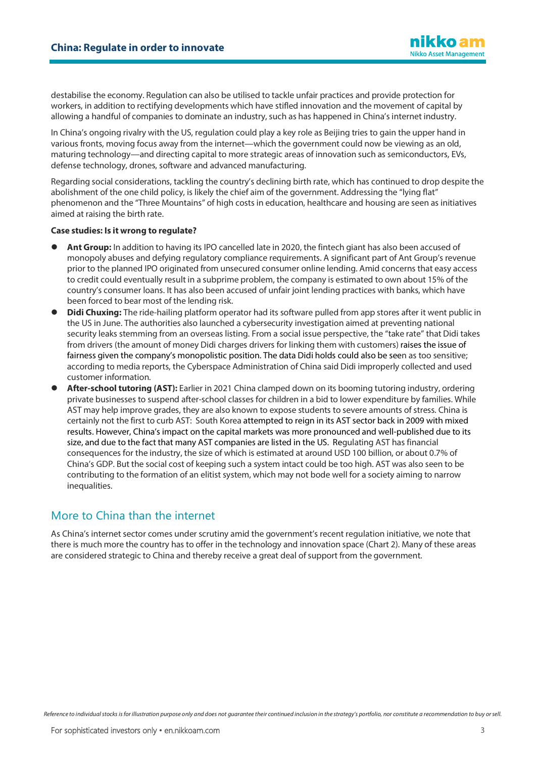destabilise the economy. Regulation can also be utilised to tackle unfair practices and provide protection for workers, in addition to rectifying developments which have stifled innovation and the movement of capital by allowing a handful of companies to dominate an industry, such as has happened in China's internet industry.

In China's ongoing rivalry with the US, regulation could play a key role as Beijing tries to gain the upper hand in various fronts, moving focus away from the internet—which the government could now be viewing as an old, maturing technology—and directing capital to more strategic areas of innovation such as semiconductors, EVs, defense technology, drones, software and advanced manufacturing.

Regarding social considerations, tackling the country's declining birth rate, which has continued to drop despite the abolishment of the one child policy, is likely the chief aim of the government. Addressing the "lying flat" phenomenon and the "Three Mountains" of high costs in education, healthcare and housing are seen as initiatives aimed at raising the birth rate.

**Case studies: Is it wrong to regulate?**

- **Ant Group:** In addition to having its IPO cancelled late in 2020, the fintech giant has also been accused of monopoly abuses and defying regulatory compliance requirements. A significant part of Ant Group's revenue prior to the planned IPO originated from unsecured consumer online lending. Amid concerns that easy access to credit could eventually result in a subprime problem, the company is estimated to own about 15% of the country's consumer loans. It has also been accused of unfair joint lending practices with banks, which have been forced to bear most of the lending risk.
- **Didi Chuxing:** The ride-hailing platform operator had its software pulled from app stores after it went public in the US in June. The authorities also launched a cybersecurity investigation aimed at preventing national security leaks stemming from an overseas listing. From a social issue perspective, the "take rate" that Didi takes from drivers (the amount of money Didi charges drivers for linking them with customers) raises the issue of fairness given the company's monopolistic position. The data Didi holds could also be seen as too sensitive; according to media reports, the Cyberspace Administration of China said Didi improperly collected and used customer information.
- **After-school tutoring (AST):** Earlier in 2021 China clamped down on its booming tutoring industry, ordering private businesses to suspend after-school classes for children in a bid to lower expenditure by families. While AST may help improve grades, they are also known to expose students to severe amounts of stress. China is certainly not the first to curb AST: South Korea attempted to reign in its AST sector back in 2009 with mixed results. However, China's impact on the capital markets was more pronounced and well-published due to its size, and due to the fact that many AST companies are listed in the US. Regulating AST has financial consequences for the industry, the size of which is estimated at around USD 100 billion, or about 0.7% of China's GDP. But the social cost of keeping such a system intact could be too high. AST was also seen to be contributing to the formation of an elitist system, which may not bode well for a society aiming to narrow inequalities.

## More to China than the internet

As China's internet sector comes under scrutiny amid the government's recent regulation initiative, we note that there is much more the country has to offer in the technology and innovation space (Chart 2). Many of these areas are considered strategic to China and thereby receive a great deal of support from the government.

*Reference to individual stocks is for illustration purpose only and does not guarantee their continued inclusion in the strategy's portfolio, nor constitute a recommendation to buy or sell.*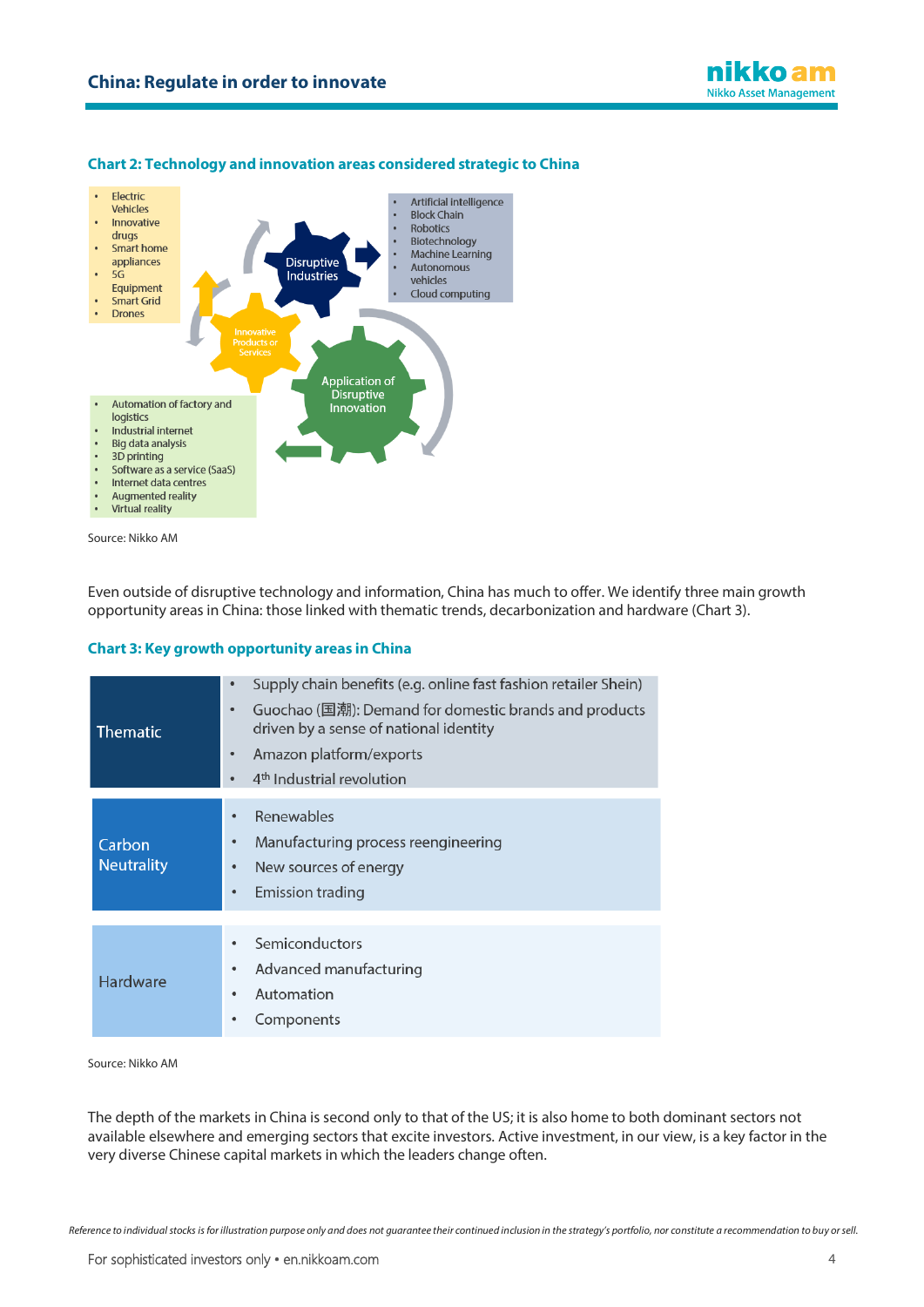### Chart 2: Technology and innovation areas considered strategic to China

- Electric Vehicles
- Innovative drugs
- Smart home appliances
- 5G Equipment
- Smart Grid
- Drones

Disruptive Industries

- Artificial intelligence
- Block Chain
- Robotics
- Biotechnology
- Machine Learning
- Autonomous vehicles
- Cloud computing

Innovative Products or Services

Application of Disruptive Innovation

- Automation of factory and logistics
- Industrial internet
- Big data analysis
- 3D printing
- Software as a service (SaaS)
- Internet data centres
- Augmented reality
- Virtual reality

Source: Nikko AM

Even outside of disruptive technology and information, China has much to offer. We identify three main growth opportunity areas in China: those linked with thematic trends, decarbonization and hardware (Chart 3).

### Chart 3: Key growth opportunity areas in China

| | |
|---|---|
| Thematic | • Supply chain benefits (e.g. online fast fashion retailer Shein)<br>• Guochao (国潮): Demand for domestic brands and products driven by a sense of national identity<br>• Amazon platform/exports<br>• 4th Industrial revolution |
| Carbon Neutrality | • Renewables<br>• Manufacturing process reengineering<br>• New sources of energy<br>• Emission trading |
| Hardware | • Semiconductors<br>• Advanced manufacturing<br>• Automation<br>• Components |

Source: Nikko AM

The depth of the markets in China is second only to that of the US; it is also home to both dominant sectors not available elsewhere and emerging sectors that excite investors. Active investment, in our view, is a key factor in the very diverse Chinese capital markets in which the leaders change often.

*Reference to individual stocks is for illustration purpose only and does not guarantee their continued inclusion in the strategy's portfolio, nor constitute a recommendation to buy or sell.*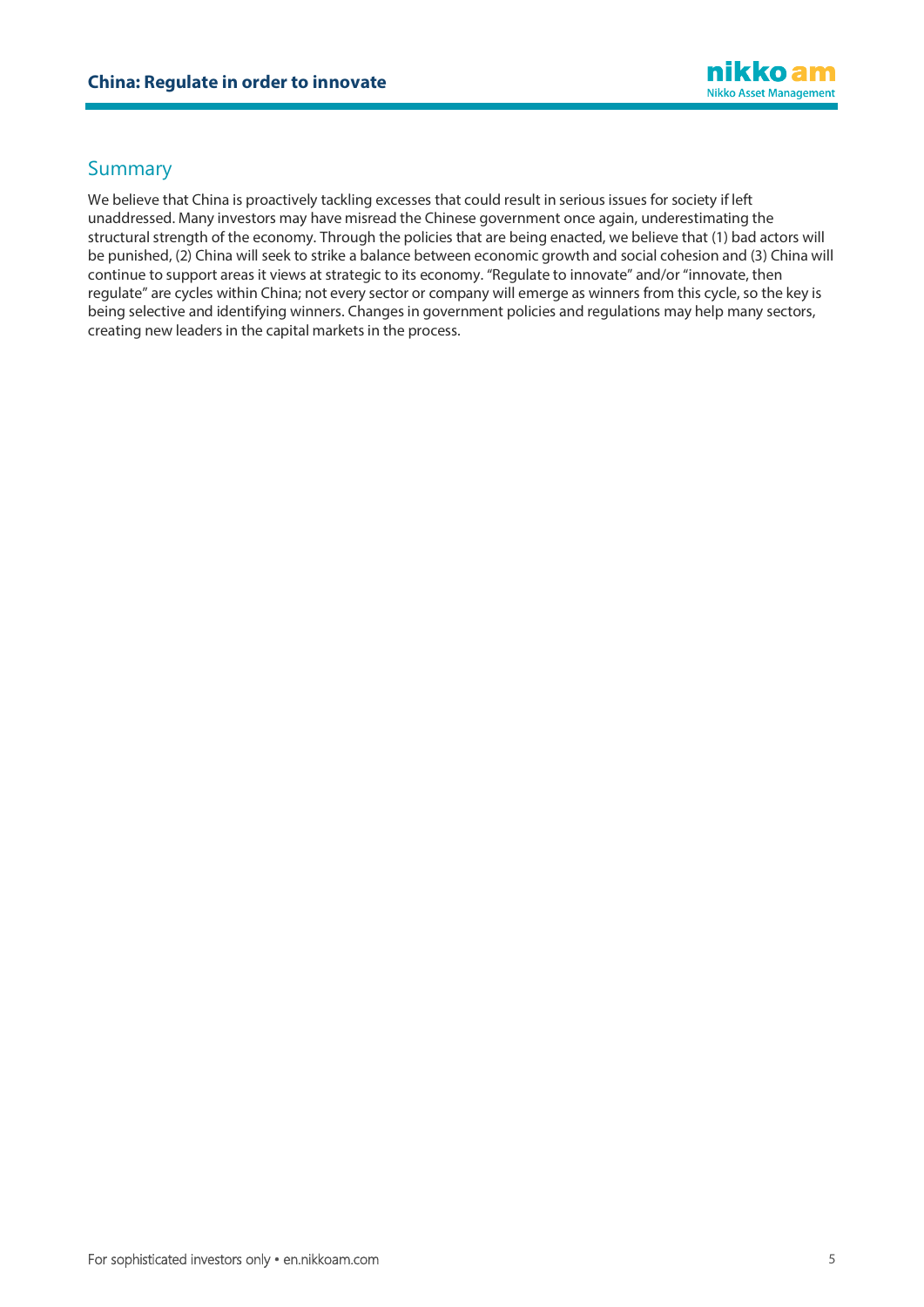## Summary

We believe that China is proactively tackling excesses that could result in serious issues for society if left unaddressed. Many investors may have misread the Chinese government once again, underestimating the structural strength of the economy. Through the policies that are being enacted, we believe that (1) bad actors will be punished, (2) China will seek to strike a balance between economic growth and social cohesion and (3) China will continue to support areas it views at strategic to its economy. "Regulate to innovate" and/or "innovate, then regulate" are cycles within China; not every sector or company will emerge as winners from this cycle, so the key is being selective and identifying winners. Changes in government policies and regulations may help many sectors, creating new leaders in the capital markets in the process.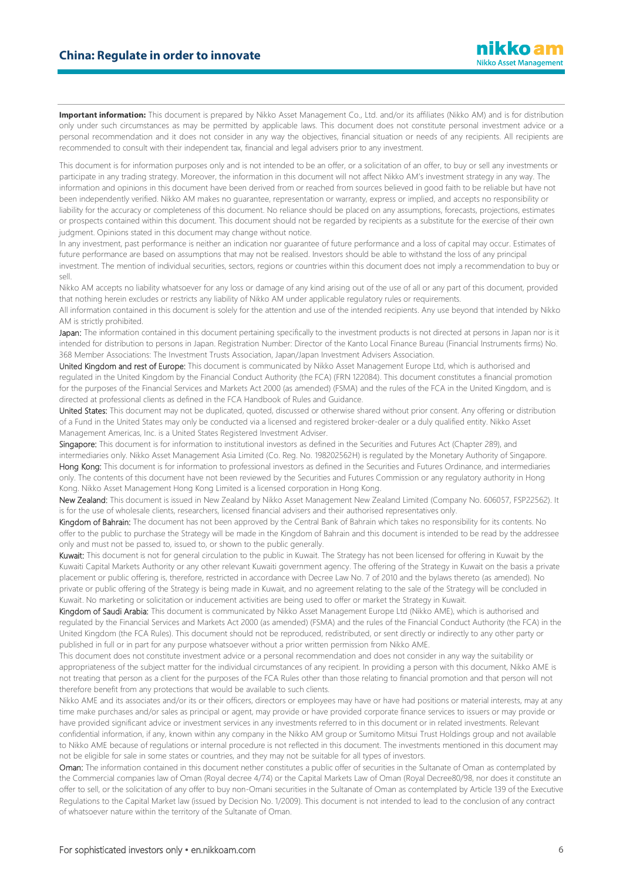**Important information:** This document is prepared by Nikko Asset Management Co., Ltd. and/or its affiliates (Nikko AM) and is for distribution only under such circumstances as may be permitted by applicable laws. This document does not constitute personal investment advice or a personal recommendation and it does not consider in any way the objectives, financial situation or needs of any recipients. All recipients are recommended to consult with their independent tax, financial and legal advisers prior to any investment.

This document is for information purposes only and is not intended to be an offer, or a solicitation of an offer, to buy or sell any investments or participate in any trading strategy. Moreover, the information in this document will not affect Nikko AM's investment strategy in any way. The information and opinions in this document have been derived from or reached from sources believed in good faith to be reliable but have not been independently verified. Nikko AM makes no guarantee, representation or warranty, express or implied, and accepts no responsibility or liability for the accuracy or completeness of this document. No reliance should be placed on any assumptions, forecasts, projections, estimates or prospects contained within this document. This document should not be regarded by recipients as a substitute for the exercise of their own judgment. Opinions stated in this document may change without notice.

In any investment, past performance is neither an indication nor guarantee of future performance and a loss of capital may occur. Estimates of future performance are based on assumptions that may not be realised. Investors should be able to withstand the loss of any principal investment. The mention of individual securities, sectors, regions or countries within this document does not imply a recommendation to buy or sell.

Nikko AM accepts no liability whatsoever for any loss or damage of any kind arising out of the use of all or any part of this document, provided that nothing herein excludes or restricts any liability of Nikko AM under applicable regulatory rules or requirements.

All information contained in this document is solely for the attention and use of the intended recipients. Any use beyond that intended by Nikko AM is strictly prohibited.

Japan: The information contained in this document pertaining specifically to the investment products is not directed at persons in Japan nor is it intended for distribution to persons in Japan. Registration Number: Director of the Kanto Local Finance Bureau (Financial Instruments firms) No. 368 Member Associations: The Investment Trusts Association, Japan/Japan Investment Advisers Association.

United Kingdom and rest of Europe: This document is communicated by Nikko Asset Management Europe Ltd, which is authorised and regulated in the United Kingdom by the Financial Conduct Authority (the FCA) (FRN 122084). This document constitutes a financial promotion for the purposes of the Financial Services and Markets Act 2000 (as amended) (FSMA) and the rules of the FCA in the United Kingdom, and is directed at professional clients as defined in the FCA Handbook of Rules and Guidance.

United States: This document may not be duplicated, quoted, discussed or otherwise shared without prior consent. Any offering or distribution of a Fund in the United States may only be conducted via a licensed and registered broker-dealer or a duly qualified entity. Nikko Asset Management Americas, Inc. is a United States Registered Investment Adviser.

Singapore: This document is for information to institutional investors as defined in the Securities and Futures Act (Chapter 289), and intermediaries only. Nikko Asset Management Asia Limited (Co. Reg. No. 198202562H) is regulated by the Monetary Authority of Singapore.

Hong Kong: This document is for information to professional investors as defined in the Securities and Futures Ordinance, and intermediaries only. The contents of this document have not been reviewed by the Securities and Futures Commission or any regulatory authority in Hong Kong. Nikko Asset Management Hong Kong Limited is a licensed corporation in Hong Kong.

New Zealand: This document is issued in New Zealand by Nikko Asset Management New Zealand Limited (Company No. 606057, FSP22562). It is for the use of wholesale clients, researchers, licensed financial advisers and their authorised representatives only.

Kingdom of Bahrain: The document has not been approved by the Central Bank of Bahrain which takes no responsibility for its contents. No offer to the public to purchase the Strategy will be made in the Kingdom of Bahrain and this document is intended to be read by the addressee only and must not be passed to, issued to, or shown to the public generally.

Kuwait: This document is not for general circulation to the public in Kuwait. The Strategy has not been licensed for offering in Kuwait by the Kuwaiti Capital Markets Authority or any other relevant Kuwaiti government agency. The offering of the Strategy in Kuwait on the basis a private placement or public offering is, therefore, restricted in accordance with Decree Law No. 7 of 2010 and the bylaws thereto (as amended). No private or public offering of the Strategy is being made in Kuwait, and no agreement relating to the sale of the Strategy will be concluded in Kuwait. No marketing or solicitation or inducement activities are being used to offer or market the Strategy in Kuwait.

Kingdom of Saudi Arabia: This document is communicated by Nikko Asset Management Europe Ltd (Nikko AME), which is authorised and regulated by the Financial Services and Markets Act 2000 (as amended) (FSMA) and the rules of the Financial Conduct Authority (the FCA) in the United Kingdom (the FCA Rules). This document should not be reproduced, redistributed, or sent directly or indirectly to any other party or published in full or in part for any purpose whatsoever without a prior written permission from Nikko AME.

This document does not constitute investment advice or a personal recommendation and does not consider in any way the suitability or appropriateness of the subject matter for the individual circumstances of any recipient. In providing a person with this document, Nikko AME is not treating that person as a client for the purposes of the FCA Rules other than those relating to financial promotion and that person will not therefore benefit from any protections that would be available to such clients.

Nikko AME and its associates and/or its or their officers, directors or employees may have or have had positions or material interests, may at any time make purchases and/or sales as principal or agent, may provide or have provided corporate finance services to issuers or may provide or have provided significant advice or investment services in any investments referred to in this document or in related investments. Relevant confidential information, if any, known within any company in the Nikko AM group or Sumitomo Mitsui Trust Holdings group and not available to Nikko AME because of regulations or internal procedure is not reflected in this document. The investments mentioned in this document may not be eligible for sale in some states or countries, and they may not be suitable for all types of investors.

Oman: The information contained in this document nether constitutes a public offer of securities in the Sultanate of Oman as contemplated by the Commercial companies law of Oman (Royal decree 4/74) or the Capital Markets Law of Oman (Royal Decree80/98, nor does it constitute an offer to sell, or the solicitation of any offer to buy non-Omani securities in the Sultanate of Oman as contemplated by Article 139 of the Executive Regulations to the Capital Market law (issued by Decision No. 1/2009). This document is not intended to lead to the conclusion of any contract of whatsoever nature within the territory of the Sultanate of Oman.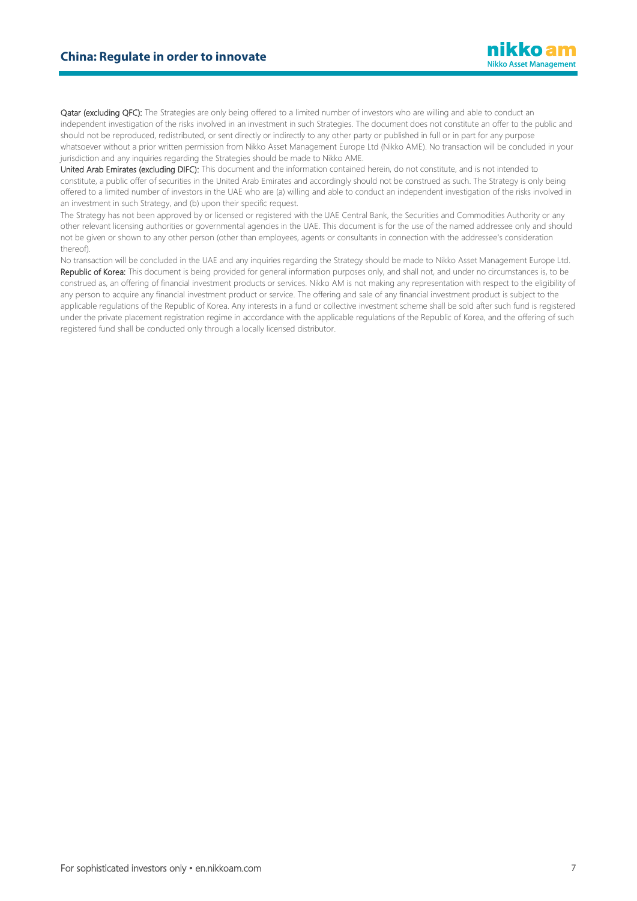**Qatar (excluding QFC):** The Strategies are only being offered to a limited number of investors who are willing and able to conduct an independent investigation of the risks involved in an investment in such Strategies. The document does not constitute an offer to the public and should not be reproduced, redistributed, or sent directly or indirectly to any other party or published in full or in part for any purpose whatsoever without a prior written permission from Nikko Asset Management Europe Ltd (Nikko AME). No transaction will be concluded in your jurisdiction and any inquiries regarding the Strategies should be made to Nikko AME.

**United Arab Emirates (excluding DIFC):** This document and the information contained herein, do not constitute, and is not intended to constitute, a public offer of securities in the United Arab Emirates and accordingly should not be construed as such. The Strategy is only being offered to a limited number of investors in the UAE who are (a) willing and able to conduct an independent investigation of the risks involved in an investment in such Strategy, and (b) upon their specific request.

The Strategy has not been approved by or licensed or registered with the UAE Central Bank, the Securities and Commodities Authority or any other relevant licensing authorities or governmental agencies in the UAE. This document is for the use of the named addressee only and should not be given or shown to any other person (other than employees, agents or consultants in connection with the addressee's consideration thereof).

No transaction will be concluded in the UAE and any inquiries regarding the Strategy should be made to Nikko Asset Management Europe Ltd.

**Republic of Korea:** This document is being provided for general information purposes only, and shall not, and under no circumstances is, to be construed as, an offering of financial investment products or services. Nikko AM is not making any representation with respect to the eligibility of any person to acquire any financial investment product or service. The offering and sale of any financial investment product is subject to the applicable regulations of the Republic of Korea. Any interests in a fund or collective investment scheme shall be sold after such fund is registered under the private placement registration regime in accordance with the applicable regulations of the Republic of Korea, and the offering of such registered fund shall be conducted only through a locally licensed distributor.